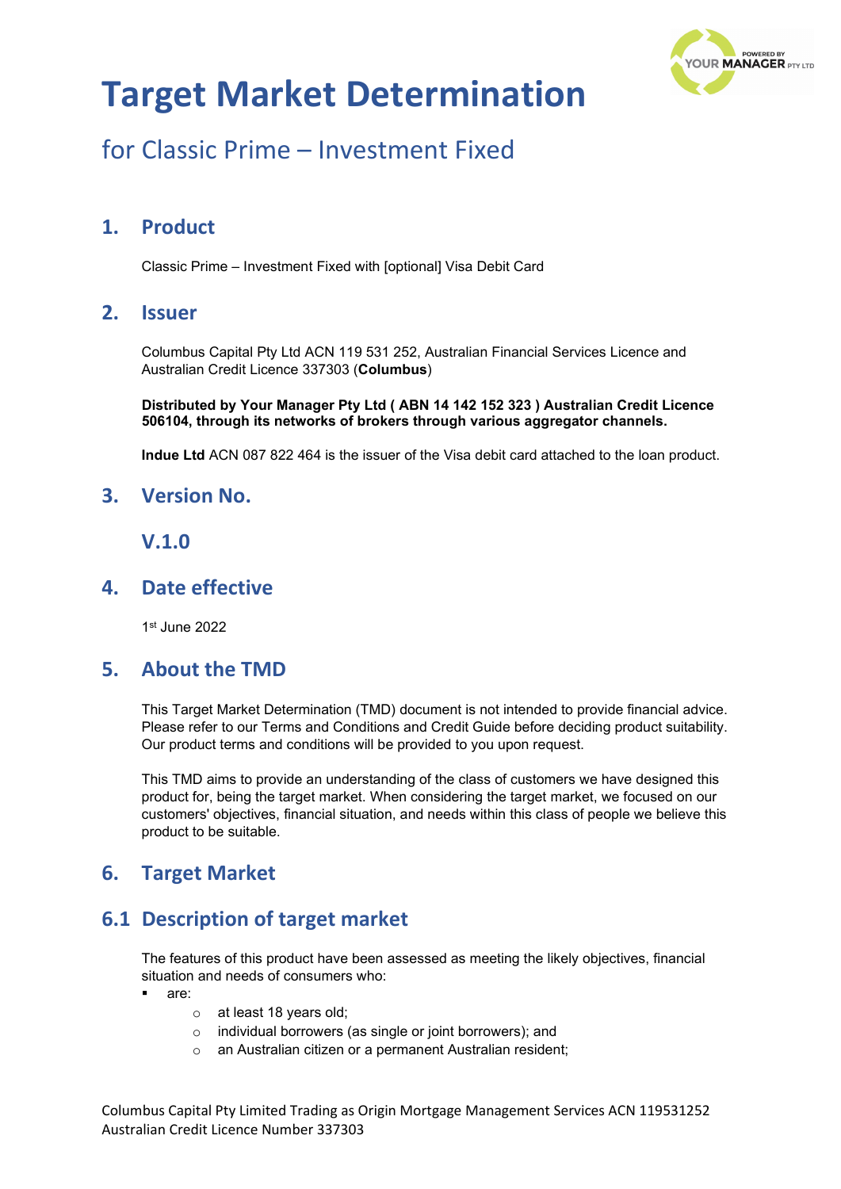# Target Market Determination

## for Classic Prime – Investment Fixed

## 1. Product

Classic Prime – Investment Fixed with [optional] Visa Debit Card

## 2. Issuer

Columbus Capital Pty Ltd ACN 119 531 252, Australian Financial Services Licence and Australian Credit Licence 337303 (**Columbus**)

**Distributed by Your Manager Pty Ltd ( ABN 14 142 152 323 ) Australian Credit Licence 506104, through its networks of brokers through various aggregator channels.**

**Indue Ltd** ACN 087 822 464 is the issuer of the Visa debit card attached to the loan product.

## 3. Version No.

### V.1.0

## 4. Date effective

1st June 2022

## 5. About the TMD

This Target Market Determination (TMD) document is not intended to provide financial advice. Please refer to our Terms and Conditions and Credit Guide before deciding product suitability. Our product terms and conditions will be provided to you upon request.

This TMD aims to provide an understanding of the class of customers we have designed this product for, being the target market. When considering the target market, we focused on our customers' objectives, financial situation, and needs within this class of people we believe this product to be suitable.

## 6. Target Market

## 6.1 Description of target market

The features of this product have been assessed as meeting the likely objectives, financial situation and needs of consumers who:

- are:
  - at least 18 years old;
  - individual borrowers (as single or joint borrowers); and
  - an Australian citizen or a permanent Australian resident;

Columbus Capital Pty Limited Trading as Origin Mortgage Management Services ACN 119531252
Australian Credit Licence Number 337303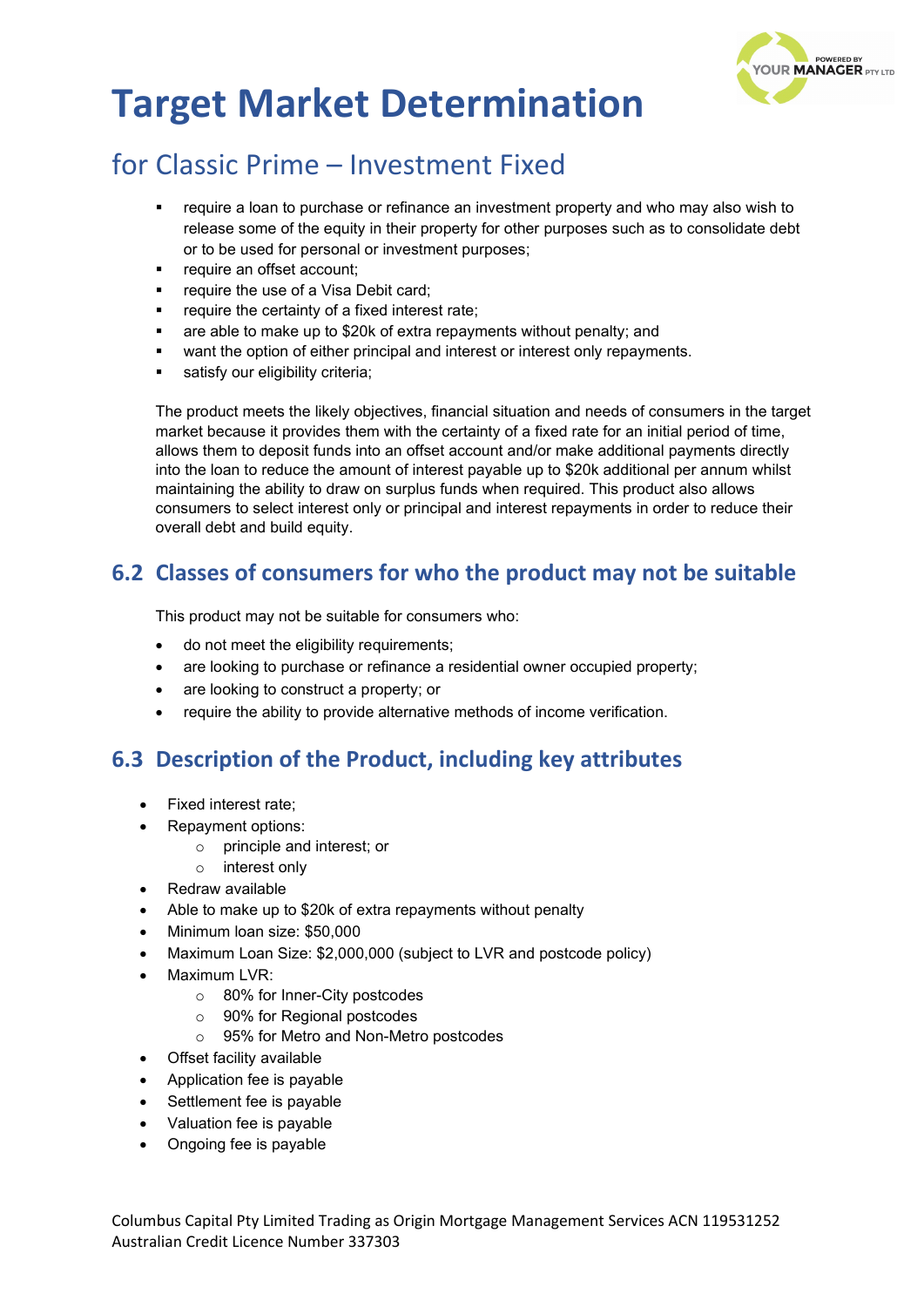- require a loan to purchase or refinance an investment property and who may also wish to release some of the equity in their property for other purposes such as to consolidate debt or to be used for personal or investment purposes;
- require an offset account;
- require the use of a Visa Debit card;
- require the certainty of a fixed interest rate;
- are able to make up to $20k of extra repayments without penalty; and
- want the option of either principal and interest or interest only repayments.
- satisfy our eligibility criteria;

The product meets the likely objectives, financial situation and needs of consumers in the target market because it provides them with the certainty of a fixed rate for an initial period of time, allows them to deposit funds into an offset account and/or make additional payments directly into the loan to reduce the amount of interest payable up to $20k additional per annum whilst maintaining the ability to draw on surplus funds when required. This product also allows consumers to select interest only or principal and interest repayments in order to reduce their overall debt and build equity.

## 6.2 Classes of consumers for who the product may not be suitable

This product may not be suitable for consumers who:

- do not meet the eligibility requirements;
- are looking to purchase or refinance a residential owner occupied property;
- are looking to construct a property; or
- require the ability to provide alternative methods of income verification.

## 6.3 Description of the Product, including key attributes

- Fixed interest rate;
- Repayment options:
  - principle and interest; or
  - interest only
- Redraw available
- Able to make up to $20k of extra repayments without penalty
- Minimum loan size: $50,000
- Maximum Loan Size: $2,000,000 (subject to LVR and postcode policy)
- Maximum LVR:
  - 80% for Inner-City postcodes
  - 90% for Regional postcodes
  - 95% for Metro and Non-Metro postcodes
- Offset facility available
- Application fee is payable
- Settlement fee is payable
- Valuation fee is payable
- Ongoing fee is payable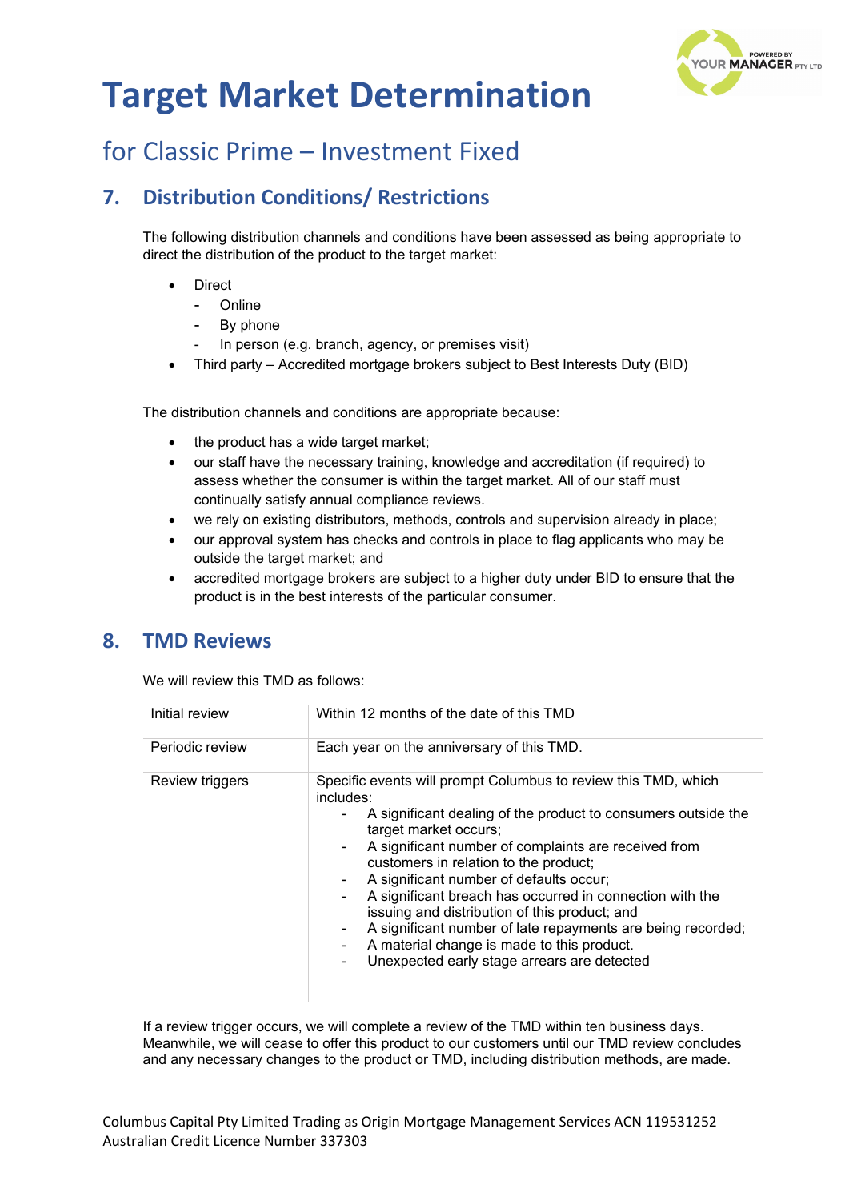# Target Market Determination

## for Classic Prime – Investment Fixed

## 7. Distribution Conditions/ Restrictions

The following distribution channels and conditions have been assessed as being appropriate to direct the distribution of the product to the target market:

- Direct
  - Online
  - By phone
  - In person (e.g. branch, agency, or premises visit)
- Third party – Accredited mortgage brokers subject to Best Interests Duty (BID)

The distribution channels and conditions are appropriate because:

- the product has a wide target market;
- our staff have the necessary training, knowledge and accreditation (if required) to assess whether the consumer is within the target market. All of our staff must continually satisfy annual compliance reviews.
- we rely on existing distributors, methods, controls and supervision already in place;
- our approval system has checks and controls in place to flag applicants who may be outside the target market; and
- accredited mortgage brokers are subject to a higher duty under BID to ensure that the product is in the best interests of the particular consumer.

## 8. TMD Reviews

We will review this TMD as follows:

| | |
|---|---|
| Initial review | Within 12 months of the date of this TMD |
| Periodic review | Each year on the anniversary of this TMD. |
| Review triggers | Specific events will prompt Columbus to review this TMD, which includes:<br>- A significant dealing of the product to consumers outside the target market occurs;<br>- A significant number of complaints are received from customers in relation to the product;<br>- A significant number of defaults occur;<br>- A significant breach has occurred in connection with the issuing and distribution of this product; and<br>- A significant number of late repayments are being recorded;<br>- A material change is made to this product.<br>- Unexpected early stage arrears are detected |

If a review trigger occurs, we will complete a review of the TMD within ten business days. Meanwhile, we will cease to offer this product to our customers until our TMD review concludes and any necessary changes to the product or TMD, including distribution methods, are made.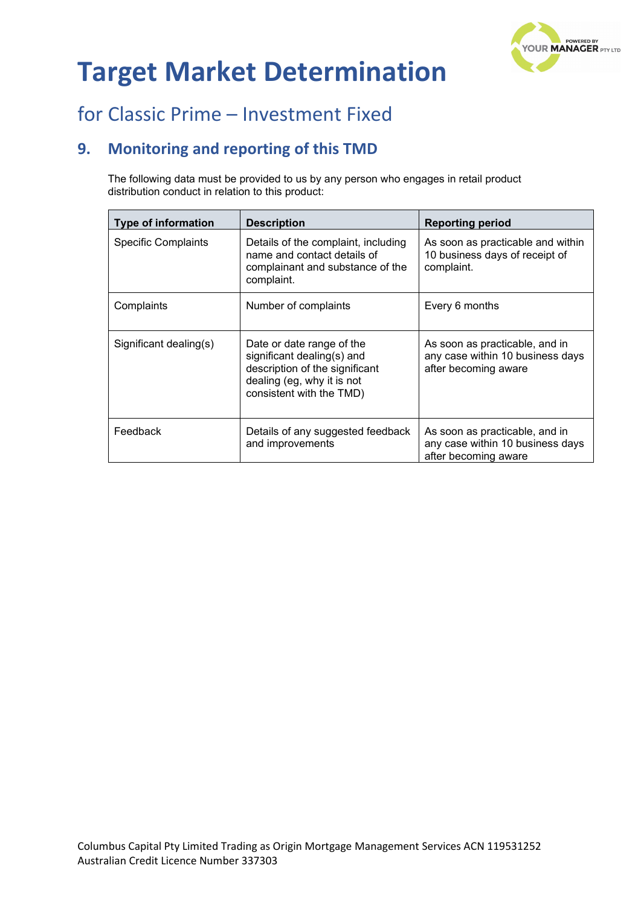# Target Market Determination

## for Classic Prime – Investment Fixed

## 9. Monitoring and reporting of this TMD

The following data must be provided to us by any person who engages in retail product distribution conduct in relation to this product:

| Type of information | Description | Reporting period |
|---|---|---|
| Specific Complaints | Details of the complaint, including name and contact details of complainant and substance of the complaint. | As soon as practicable and within 10 business days of receipt of complaint. |
| Complaints | Number of complaints | Every 6 months |
| Significant dealing(s) | Date or date range of the significant dealing(s) and description of the significant dealing (eg, why it is not consistent with the TMD) | As soon as practicable, and in any case within 10 business days after becoming aware |
| Feedback | Details of any suggested feedback and improvements | As soon as practicable, and in any case within 10 business days after becoming aware |